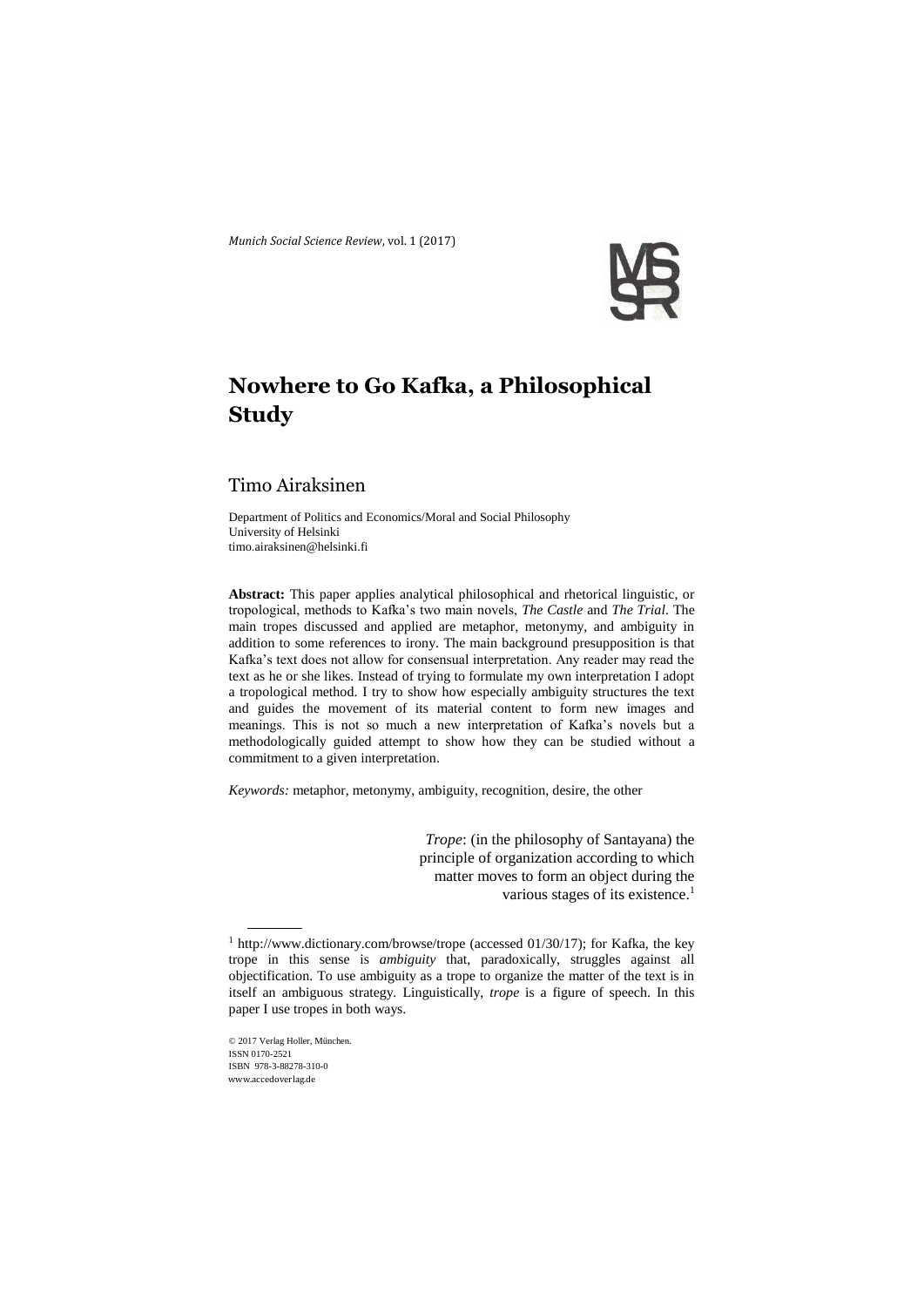# Nowhere to Go Kafka, a Philosophical Study

## Timo Airaksinen

Department of Politics and Economics/Moral and Social Philosophy
University of Helsinki
timo.airaksinen@helsinki.fi

**Abstract:** This paper applies analytical philosophical and rhetorical linguistic, or tropological, methods to Kafka's two main novels, *The Castle* and *The Trial*. The main tropes discussed and applied are metaphor, metonymy, and ambiguity in addition to some references to irony. The main background presupposition is that Kafka's text does not allow for consensual interpretation. Any reader may read the text as he or she likes. Instead of trying to formulate my own interpretation I adopt a tropological method. I try to show how especially ambiguity structures the text and guides the movement of its material content to form new images and meanings. This is not so much a new interpretation of Kafka's novels but a methodologically guided attempt to show how they can be studied without a commitment to a given interpretation.

*Keywords:* metaphor, metonymy, ambiguity, recognition, desire, the other

> *Trope*: (in the philosophy of Santayana) the principle of organization according to which matter moves to form an object during the various stages of its existence.[1]

[1] http://www.dictionary.com/browse/trope (accessed 01/30/17); for Kafka, the key trope in this sense is *ambiguity* that, paradoxically, struggles against all objectification. To use ambiguity as a trope to organize the matter of the text is in itself an ambiguous strategy. Linguistically, *trope* is a figure of speech. In this paper I use tropes in both ways.

© 2017 Verlag Holler, München.
ISSN 0170-2521
ISBN 978-3-88278-310-0
www.accedoverlag.de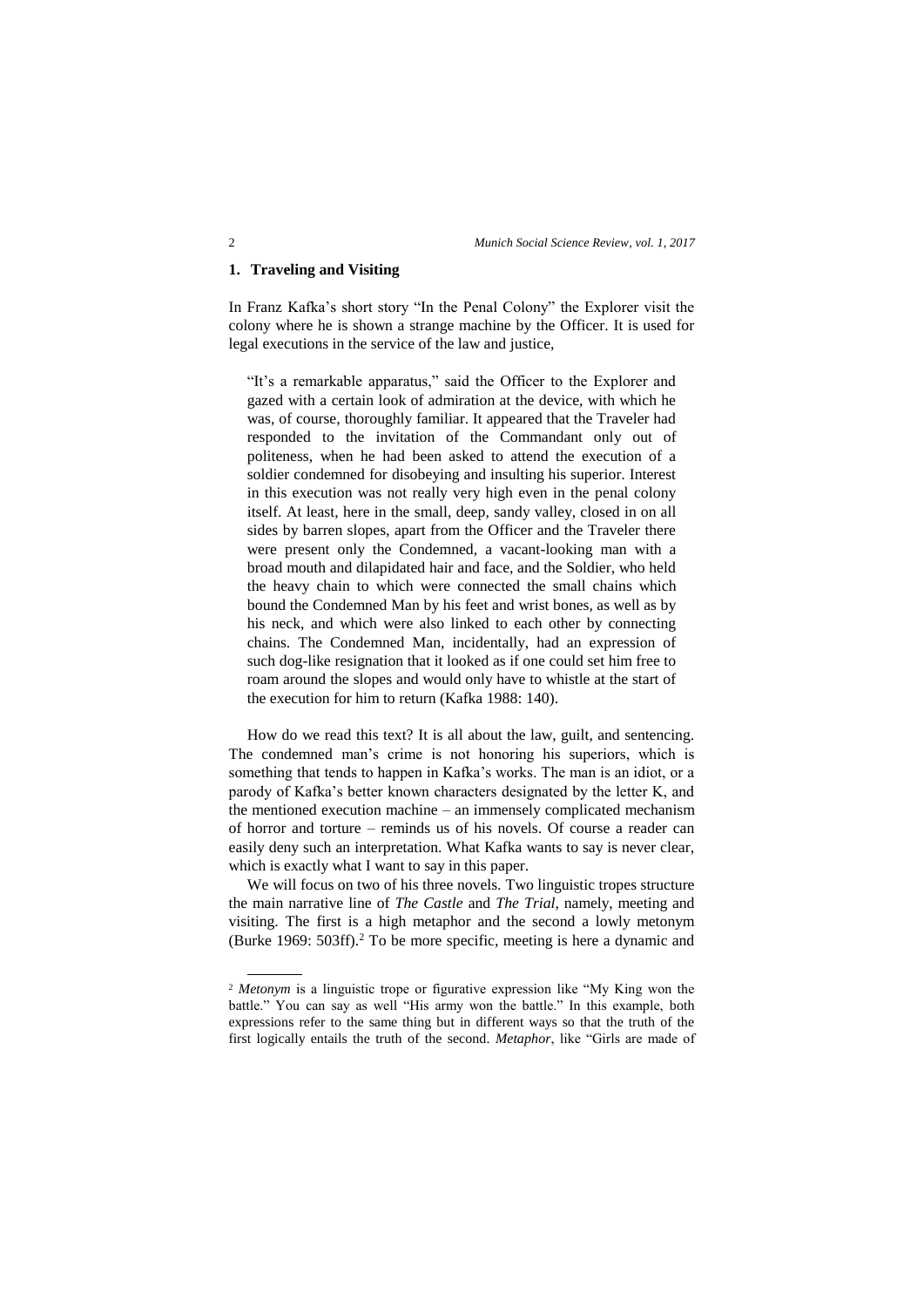## 1. Traveling and Visiting

In Franz Kafka's short story "In the Penal Colony" the Explorer visit the colony where he is shown a strange machine by the Officer. It is used for legal executions in the service of the law and justice,

> "It's a remarkable apparatus," said the Officer to the Explorer and gazed with a certain look of admiration at the device, with which he was, of course, thoroughly familiar. It appeared that the Traveler had responded to the invitation of the Commandant only out of politeness, when he had been asked to attend the execution of a soldier condemned for disobeying and insulting his superior. Interest in this execution was not really very high even in the penal colony itself. At least, here in the small, deep, sandy valley, closed in on all sides by barren slopes, apart from the Officer and the Traveler there were present only the Condemned, a vacant-looking man with a broad mouth and dilapidated hair and face, and the Soldier, who held the heavy chain to which were connected the small chains which bound the Condemned Man by his feet and wrist bones, as well as by his neck, and which were also linked to each other by connecting chains. The Condemned Man, incidentally, had an expression of such dog-like resignation that it looked as if one could set him free to roam around the slopes and would only have to whistle at the start of the execution for him to return (Kafka 1988: 140).

How do we read this text? It is all about the law, guilt, and sentencing. The condemned man's crime is not honoring his superiors, which is something that tends to happen in Kafka's works. The man is an idiot, or a parody of Kafka's better known characters designated by the letter K, and the mentioned execution machine – an immensely complicated mechanism of horror and torture – reminds us of his novels. Of course a reader can easily deny such an interpretation. What Kafka wants to say is never clear, which is exactly what I want to say in this paper.

We will focus on two of his three novels. Two linguistic tropes structure the main narrative line of *The Castle* and *The Trial*, namely, meeting and visiting. The first is a high metaphor and the second a lowly metonym (Burke 1969: 503ff).[2] To be more specific, meeting is here a dynamic and

[2] *Metonym* is a linguistic trope or figurative expression like "My King won the battle." You can say as well "His army won the battle." In this example, both expressions refer to the same thing but in different ways so that the truth of the first logically entails the truth of the second. *Metaphor*, like "Girls are made of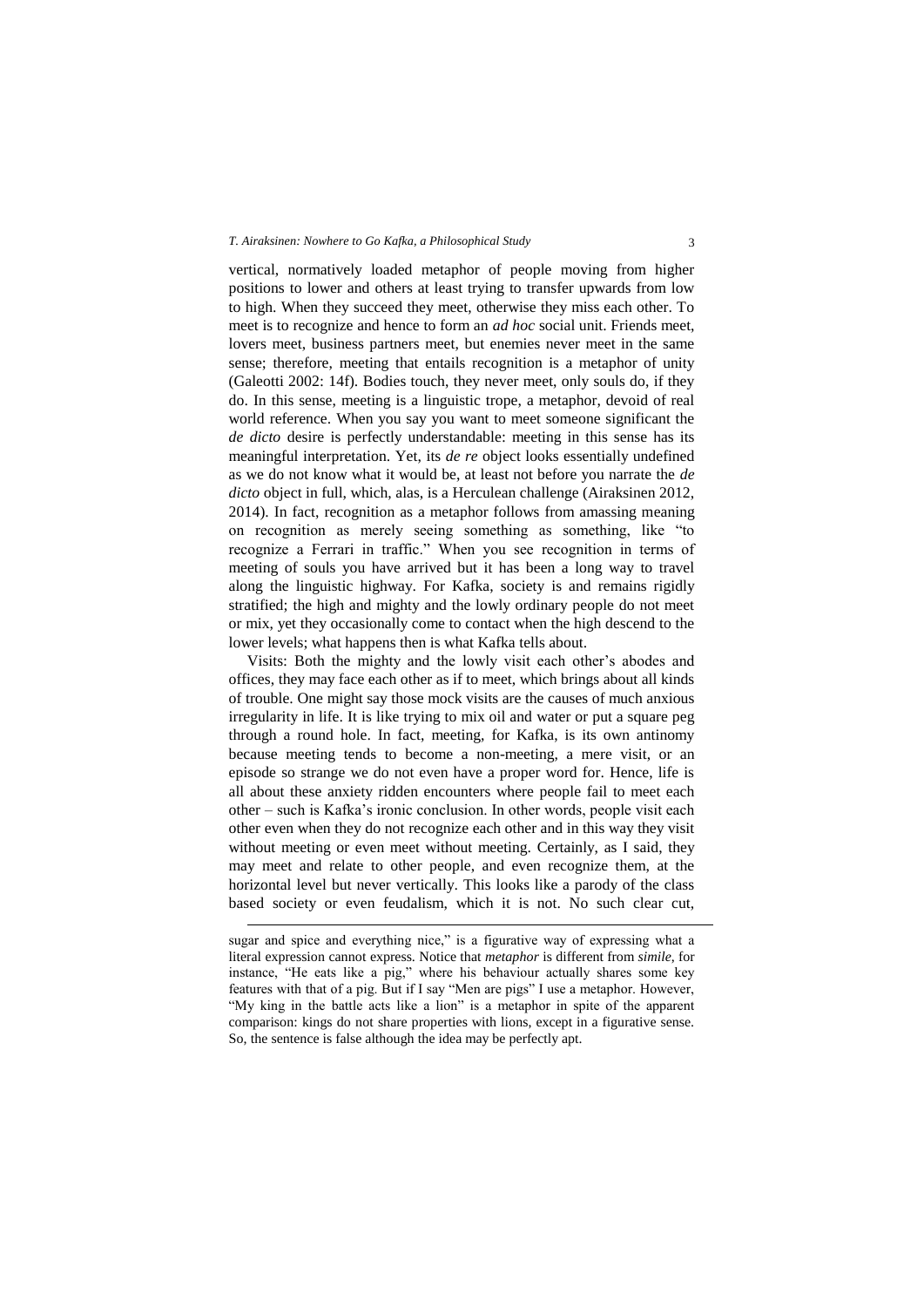vertical, normatively loaded metaphor of people moving from higher positions to lower and others at least trying to transfer upwards from low to high. When they succeed they meet, otherwise they miss each other. To meet is to recognize and hence to form an *ad hoc* social unit. Friends meet, lovers meet, business partners meet, but enemies never meet in the same sense; therefore, meeting that entails recognition is a metaphor of unity (Galeotti 2002: 14f). Bodies touch, they never meet, only souls do, if they do. In this sense, meeting is a linguistic trope, a metaphor, devoid of real world reference. When you say you want to meet someone significant the *de dicto* desire is perfectly understandable: meeting in this sense has its meaningful interpretation. Yet, its *de re* object looks essentially undefined as we do not know what it would be, at least not before you narrate the *de dicto* object in full, which, alas, is a Herculean challenge (Airaksinen 2012, 2014). In fact, recognition as a metaphor follows from amassing meaning on recognition as merely seeing something as something, like "to recognize a Ferrari in traffic." When you see recognition in terms of meeting of souls you have arrived but it has been a long way to travel along the linguistic highway. For Kafka, society is and remains rigidly stratified; the high and mighty and the lowly ordinary people do not meet or mix, yet they occasionally come to contact when the high descend to the lower levels; what happens then is what Kafka tells about.

Visits: Both the mighty and the lowly visit each other's abodes and offices, they may face each other as if to meet, which brings about all kinds of trouble. One might say those mock visits are the causes of much anxious irregularity in life. It is like trying to mix oil and water or put a square peg through a round hole. In fact, meeting, for Kafka, is its own antinomy because meeting tends to become a non-meeting, a mere visit, or an episode so strange we do not even have a proper word for. Hence, life is all about these anxiety ridden encounters where people fail to meet each other – such is Kafka's ironic conclusion. In other words, people visit each other even when they do not recognize each other and in this way they visit without meeting or even meet without meeting. Certainly, as I said, they may meet and relate to other people, and even recognize them, at the horizontal level but never vertically. This looks like a parody of the class based society or even feudalism, which it is not. No such clear cut,

---

sugar and spice and everything nice," is a figurative way of expressing what a literal expression cannot express. Notice that *metaphor* is different from *simile*, for instance, "He eats like a pig," where his behaviour actually shares some key features with that of a pig. But if I say "Men are pigs" I use a metaphor. However, "My king in the battle acts like a lion" is a metaphor in spite of the apparent comparison: kings do not share properties with lions, except in a figurative sense. So, the sentence is false although the idea may be perfectly apt.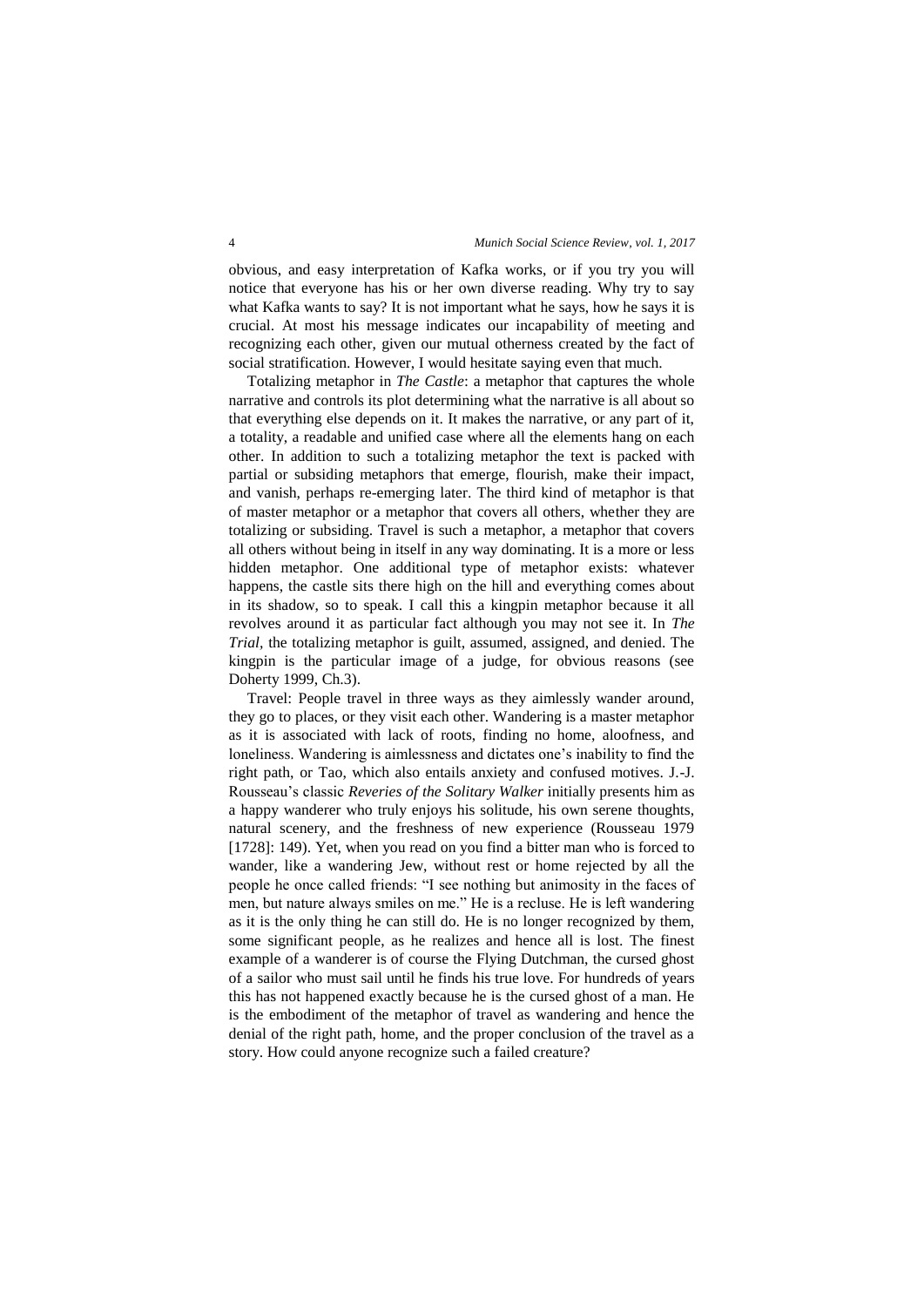obvious, and easy interpretation of Kafka works, or if you try you will notice that everyone has his or her own diverse reading. Why try to say what Kafka wants to say? It is not important what he says, how he says it is crucial. At most his message indicates our incapability of meeting and recognizing each other, given our mutual otherness created by the fact of social stratification. However, I would hesitate saying even that much.

Totalizing metaphor in *The Castle*: a metaphor that captures the whole narrative and controls its plot determining what the narrative is all about so that everything else depends on it. It makes the narrative, or any part of it, a totality, a readable and unified case where all the elements hang on each other. In addition to such a totalizing metaphor the text is packed with partial or subsiding metaphors that emerge, flourish, make their impact, and vanish, perhaps re-emerging later. The third kind of metaphor is that of master metaphor or a metaphor that covers all others, whether they are totalizing or subsiding. Travel is such a metaphor, a metaphor that covers all others without being in itself in any way dominating. It is a more or less hidden metaphor. One additional type of metaphor exists: whatever happens, the castle sits there high on the hill and everything comes about in its shadow, so to speak. I call this a kingpin metaphor because it all revolves around it as particular fact although you may not see it. In *The Trial*, the totalizing metaphor is guilt, assumed, assigned, and denied. The kingpin is the particular image of a judge, for obvious reasons (see Doherty 1999, Ch.3).

Travel: People travel in three ways as they aimlessly wander around, they go to places, or they visit each other. Wandering is a master metaphor as it is associated with lack of roots, finding no home, aloofness, and loneliness. Wandering is aimlessness and dictates one's inability to find the right path, or Tao, which also entails anxiety and confused motives. J.-J. Rousseau's classic *Reveries of the Solitary Walker* initially presents him as a happy wanderer who truly enjoys his solitude, his own serene thoughts, natural scenery, and the freshness of new experience (Rousseau 1979 [1728]: 149). Yet, when you read on you find a bitter man who is forced to wander, like a wandering Jew, without rest or home rejected by all the people he once called friends: "I see nothing but animosity in the faces of men, but nature always smiles on me." He is a recluse. He is left wandering as it is the only thing he can still do. He is no longer recognized by them, some significant people, as he realizes and hence all is lost. The finest example of a wanderer is of course the Flying Dutchman, the cursed ghost of a sailor who must sail until he finds his true love. For hundreds of years this has not happened exactly because he is the cursed ghost of a man. He is the embodiment of the metaphor of travel as wandering and hence the denial of the right path, home, and the proper conclusion of the travel as a story. How could anyone recognize such a failed creature?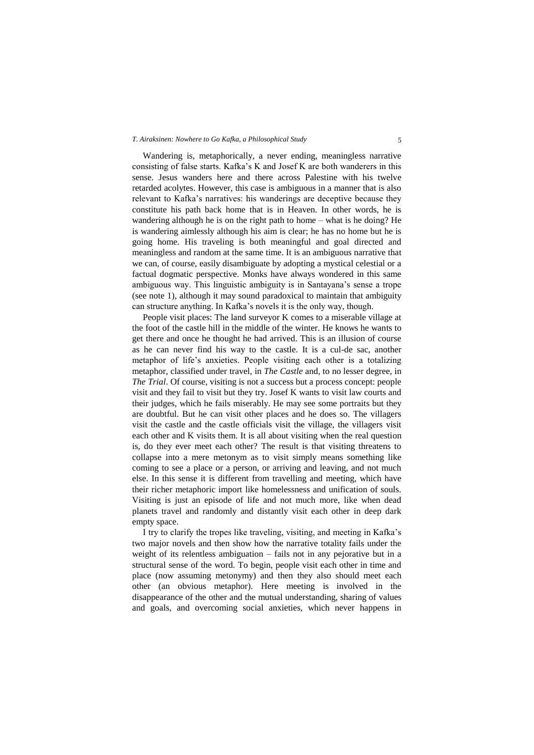Wandering is, metaphorically, a never ending, meaningless narrative consisting of false starts. Kafka's K and Josef K are both wanderers in this sense. Jesus wanders here and there across Palestine with his twelve retarded acolytes. However, this case is ambiguous in a manner that is also relevant to Kafka's narratives: his wanderings are deceptive because they constitute his path back home that is in Heaven. In other words, he is wandering although he is on the right path to home – what is he doing? He is wandering aimlessly although his aim is clear; he has no home but he is going home. His traveling is both meaningful and goal directed and meaningless and random at the same time. It is an ambiguous narrative that we can, of course, easily disambiguate by adopting a mystical celestial or a factual dogmatic perspective. Monks have always wondered in this same ambiguous way. This linguistic ambiguity is in Santayana's sense a trope (see note 1), although it may sound paradoxical to maintain that ambiguity can structure anything. In Kafka's novels it is the only way, though.

People visit places: The land surveyor K comes to a miserable village at the foot of the castle hill in the middle of the winter. He knows he wants to get there and once he thought he had arrived. This is an illusion of course as he can never find his way to the castle. It is a cul-de sac, another metaphor of life's anxieties. People visiting each other is a totalizing metaphor, classified under travel, in *The Castle* and, to no lesser degree, in *The Trial*. Of course, visiting is not a success but a process concept: people visit and they fail to visit but they try. Josef K wants to visit law courts and their judges, which he fails miserably. He may see some portraits but they are doubtful. But he can visit other places and he does so. The villagers visit the castle and the castle officials visit the village, the villagers visit each other and K visits them. It is all about visiting when the real question is, do they ever meet each other? The result is that visiting threatens to collapse into a mere metonym as to visit simply means something like coming to see a place or a person, or arriving and leaving, and not much else. In this sense it is different from travelling and meeting, which have their richer metaphoric import like homelessness and unification of souls. Visiting is just an episode of life and not much more, like when dead planets travel and randomly and distantly visit each other in deep dark empty space.

I try to clarify the tropes like traveling, visiting, and meeting in Kafka's two major novels and then show how the narrative totality fails under the weight of its relentless ambiguation – fails not in any pejorative but in a structural sense of the word. To begin, people visit each other in time and place (now assuming metonymy) and then they also should meet each other (an obvious metaphor). Here meeting is involved in the disappearance of the other and the mutual understanding, sharing of values and goals, and overcoming social anxieties, which never happens in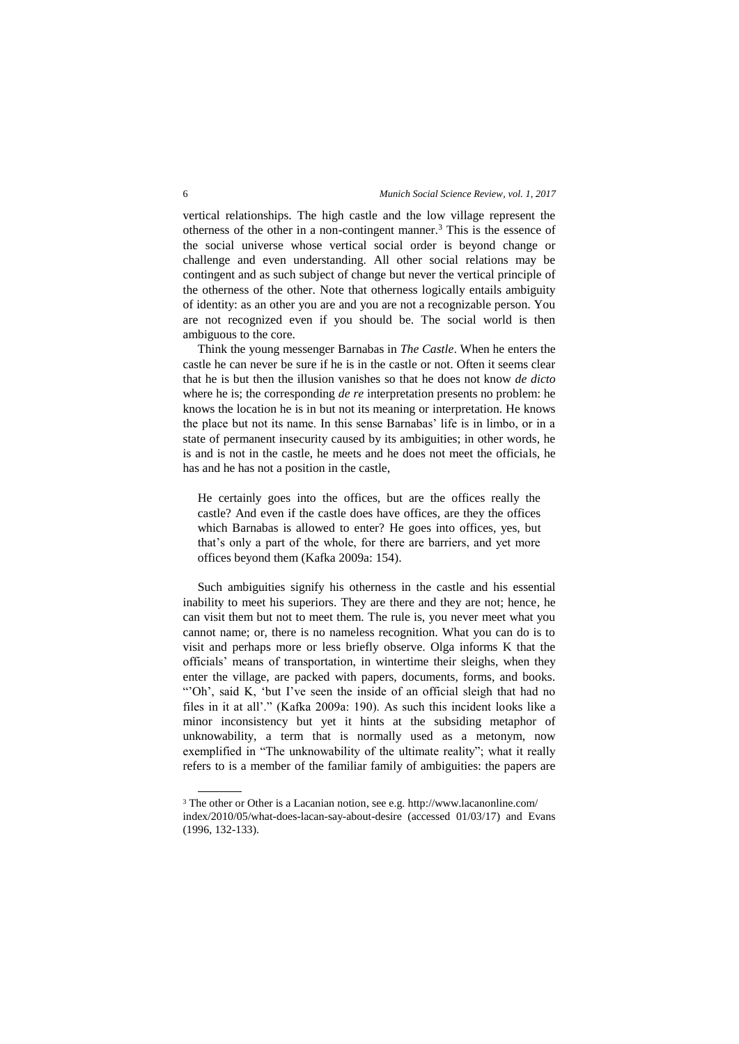vertical relationships. The high castle and the low village represent the otherness of the other in a non-contingent manner.[3] This is the essence of the social universe whose vertical social order is beyond change or challenge and even understanding. All other social relations may be contingent and as such subject of change but never the vertical principle of the otherness of the other. Note that otherness logically entails ambiguity of identity: as an other you are and you are not a recognizable person. You are not recognized even if you should be. The social world is then ambiguous to the core.

Think the young messenger Barnabas in *The Castle*. When he enters the castle he can never be sure if he is in the castle or not. Often it seems clear that he is but then the illusion vanishes so that he does not know *de dicto* where he is; the corresponding *de re* interpretation presents no problem: he knows the location he is in but not its meaning or interpretation. He knows the place but not its name. In this sense Barnabas' life is in limbo, or in a state of permanent insecurity caused by its ambiguities; in other words, he is and is not in the castle, he meets and he does not meet the officials, he has and he has not a position in the castle,

> He certainly goes into the offices, but are the offices really the castle? And even if the castle does have offices, are they the offices which Barnabas is allowed to enter? He goes into offices, yes, but that's only a part of the whole, for there are barriers, and yet more offices beyond them (Kafka 2009a: 154).

Such ambiguities signify his otherness in the castle and his essential inability to meet his superiors. They are there and they are not; hence, he can visit them but not to meet them. The rule is, you never meet what you cannot name; or, there is no nameless recognition. What you can do is to visit and perhaps more or less briefly observe. Olga informs K that the officials' means of transportation, in wintertime their sleighs, when they enter the village, are packed with papers, documents, forms, and books. "'Oh', said K, 'but I've seen the inside of an official sleigh that had no files in it at all'." (Kafka 2009a: 190). As such this incident looks like a minor inconsistency but yet it hints at the subsiding metaphor of unknowability, a term that is normally used as a metonym, now exemplified in "The unknowability of the ultimate reality"; what it really refers to is a member of the familiar family of ambiguities: the papers are

---

[3] The other or Other is a Lacanian notion, see e.g. http://www.lacanonline.com/index/2010/05/what-does-lacan-say-about-desire (accessed 01/03/17) and Evans (1996, 132-133).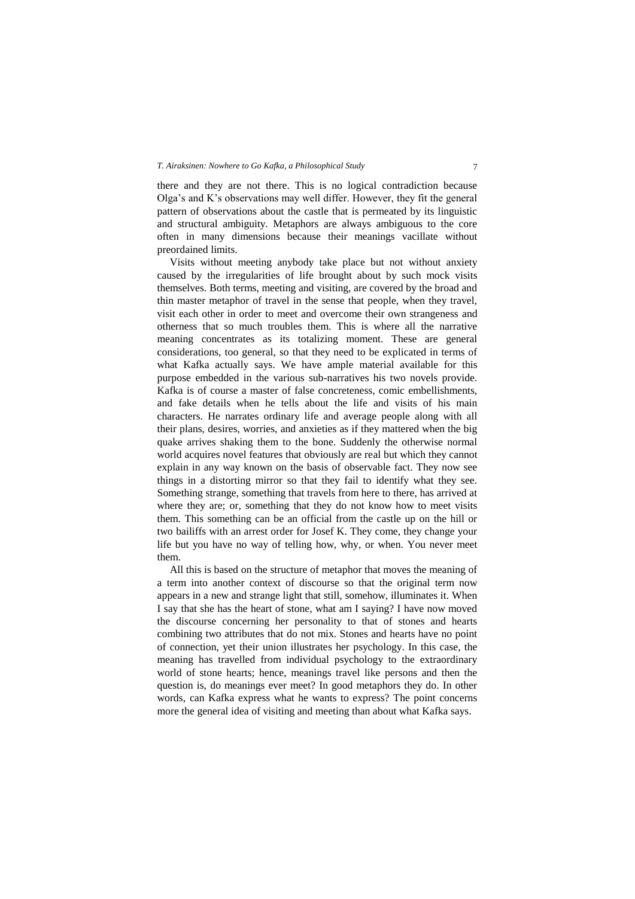there and they are not there. This is no logical contradiction because Olga's and K's observations may well differ. However, they fit the general pattern of observations about the castle that is permeated by its linguistic and structural ambiguity. Metaphors are always ambiguous to the core often in many dimensions because their meanings vacillate without preordained limits.

Visits without meeting anybody take place but not without anxiety caused by the irregularities of life brought about by such mock visits themselves. Both terms, meeting and visiting, are covered by the broad and thin master metaphor of travel in the sense that people, when they travel, visit each other in order to meet and overcome their own strangeness and otherness that so much troubles them. This is where all the narrative meaning concentrates as its totalizing moment. These are general considerations, too general, so that they need to be explicated in terms of what Kafka actually says. We have ample material available for this purpose embedded in the various sub-narratives his two novels provide. Kafka is of course a master of false concreteness, comic embellishments, and fake details when he tells about the life and visits of his main characters. He narrates ordinary life and average people along with all their plans, desires, worries, and anxieties as if they mattered when the big quake arrives shaking them to the bone. Suddenly the otherwise normal world acquires novel features that obviously are real but which they cannot explain in any way known on the basis of observable fact. They now see things in a distorting mirror so that they fail to identify what they see. Something strange, something that travels from here to there, has arrived at where they are; or, something that they do not know how to meet visits them. This something can be an official from the castle up on the hill or two bailiffs with an arrest order for Josef K. They come, they change your life but you have no way of telling how, why, or when. You never meet them.

All this is based on the structure of metaphor that moves the meaning of a term into another context of discourse so that the original term now appears in a new and strange light that still, somehow, illuminates it. When I say that she has the heart of stone, what am I saying? I have now moved the discourse concerning her personality to that of stones and hearts combining two attributes that do not mix. Stones and hearts have no point of connection, yet their union illustrates her psychology. In this case, the meaning has travelled from individual psychology to the extraordinary world of stone hearts; hence, meanings travel like persons and then the question is, do meanings ever meet? In good metaphors they do. In other words, can Kafka express what he wants to express? The point concerns more the general idea of visiting and meeting than about what Kafka says.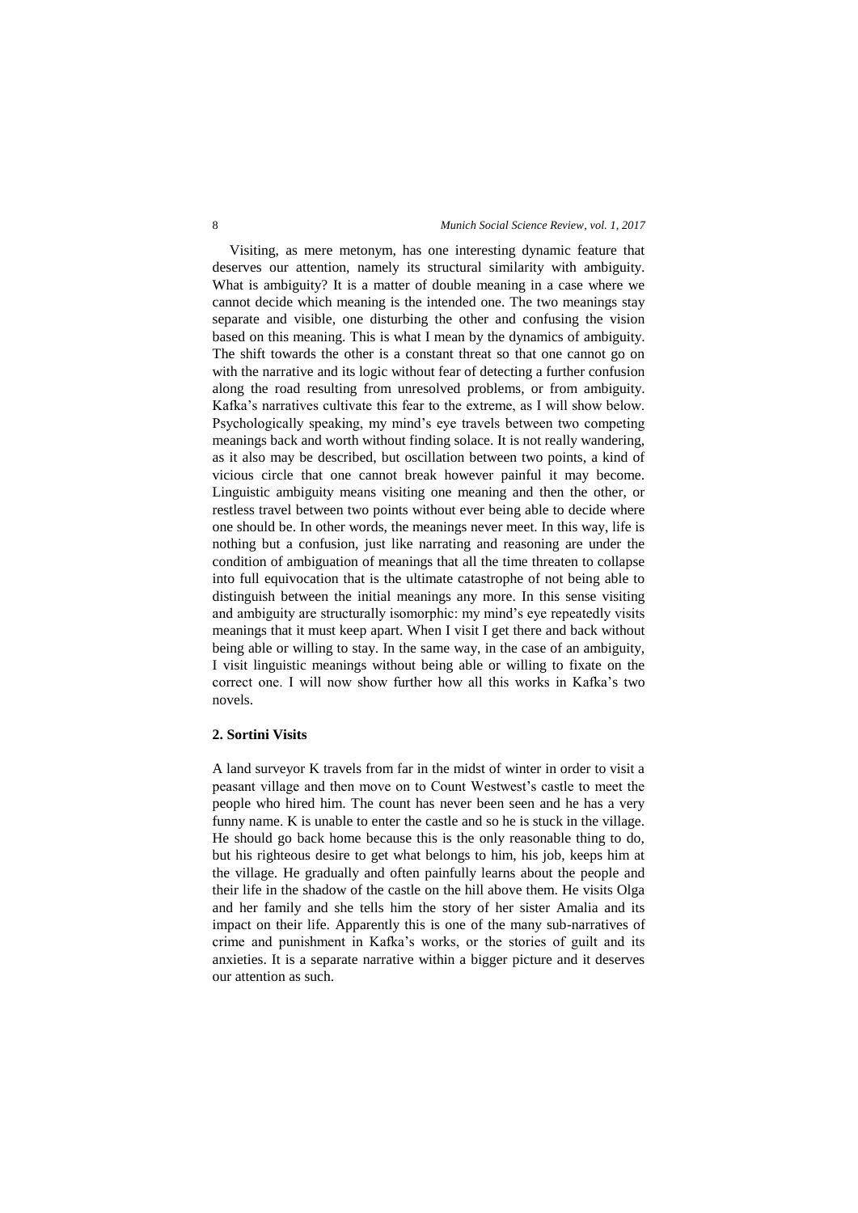Visiting, as mere metonym, has one interesting dynamic feature that deserves our attention, namely its structural similarity with ambiguity. What is ambiguity? It is a matter of double meaning in a case where we cannot decide which meaning is the intended one. The two meanings stay separate and visible, one disturbing the other and confusing the vision based on this meaning. This is what I mean by the dynamics of ambiguity. The shift towards the other is a constant threat so that one cannot go on with the narrative and its logic without fear of detecting a further confusion along the road resulting from unresolved problems, or from ambiguity. Kafka's narratives cultivate this fear to the extreme, as I will show below. Psychologically speaking, my mind's eye travels between two competing meanings back and worth without finding solace. It is not really wandering, as it also may be described, but oscillation between two points, a kind of vicious circle that one cannot break however painful it may become. Linguistic ambiguity means visiting one meaning and then the other, or restless travel between two points without ever being able to decide where one should be. In other words, the meanings never meet. In this way, life is nothing but a confusion, just like narrating and reasoning are under the condition of ambiguation of meanings that all the time threaten to collapse into full equivocation that is the ultimate catastrophe of not being able to distinguish between the initial meanings any more. In this sense visiting and ambiguity are structurally isomorphic: my mind's eye repeatedly visits meanings that it must keep apart. When I visit I get there and back without being able or willing to stay. In the same way, in the case of an ambiguity, I visit linguistic meanings without being able or willing to fixate on the correct one. I will now show further how all this works in Kafka's two novels.

## 2. Sortini Visits

A land surveyor K travels from far in the midst of winter in order to visit a peasant village and then move on to Count Westwest's castle to meet the people who hired him. The count has never been seen and he has a very funny name. K is unable to enter the castle and so he is stuck in the village. He should go back home because this is the only reasonable thing to do, but his righteous desire to get what belongs to him, his job, keeps him at the village. He gradually and often painfully learns about the people and their life in the shadow of the castle on the hill above them. He visits Olga and her family and she tells him the story of her sister Amalia and its impact on their life. Apparently this is one of the many sub-narratives of crime and punishment in Kafka's works, or the stories of guilt and its anxieties. It is a separate narrative within a bigger picture and it deserves our attention as such.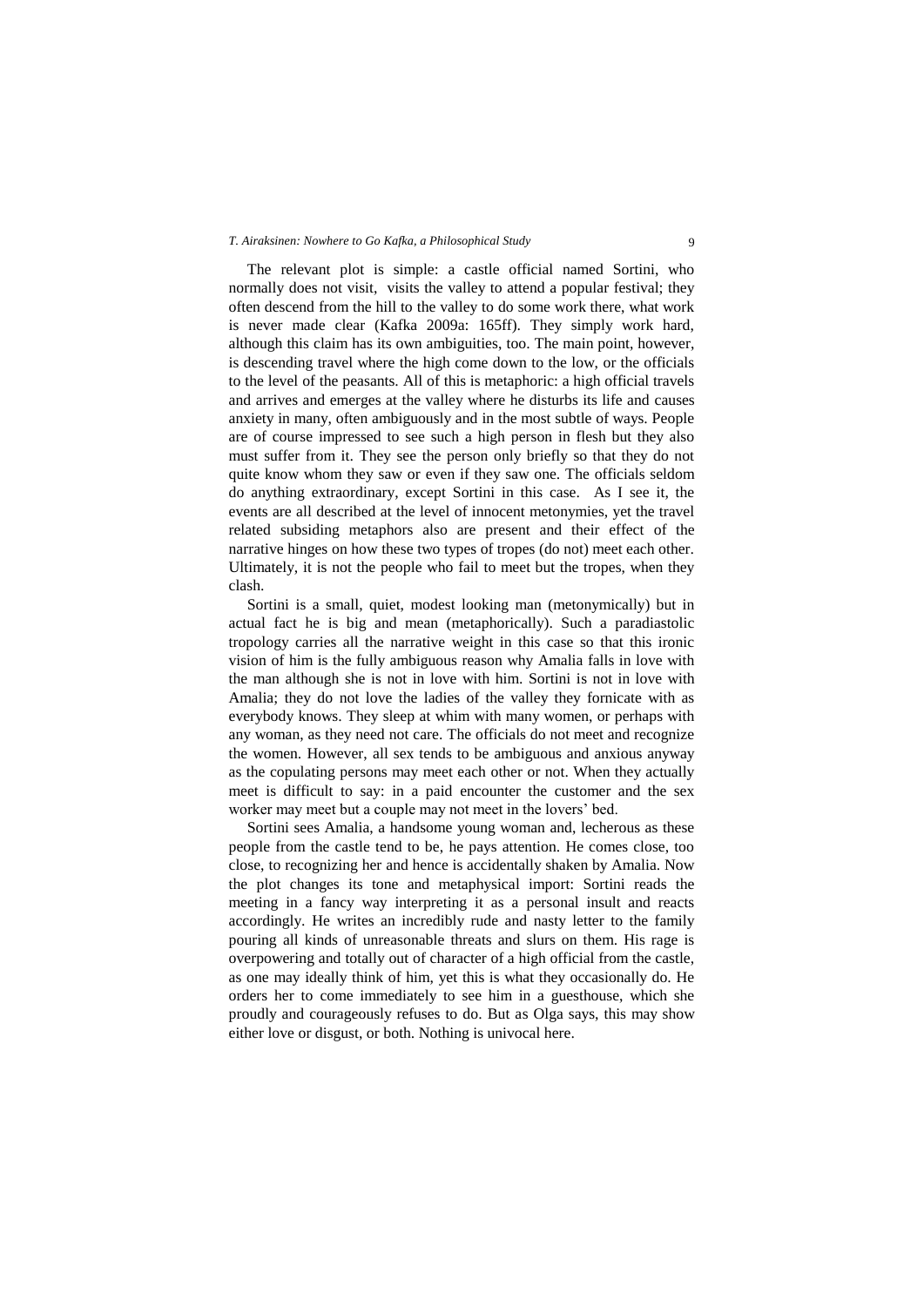The relevant plot is simple: a castle official named Sortini, who normally does not visit, visits the valley to attend a popular festival; they often descend from the hill to the valley to do some work there, what work is never made clear (Kafka 2009a: 165ff). They simply work hard, although this claim has its own ambiguities, too. The main point, however, is descending travel where the high come down to the low, or the officials to the level of the peasants. All of this is metaphoric: a high official travels and arrives and emerges at the valley where he disturbs its life and causes anxiety in many, often ambiguously and in the most subtle of ways. People are of course impressed to see such a high person in flesh but they also must suffer from it. They see the person only briefly so that they do not quite know whom they saw or even if they saw one. The officials seldom do anything extraordinary, except Sortini in this case. As I see it, the events are all described at the level of innocent metonymies, yet the travel related subsiding metaphors also are present and their effect of the narrative hinges on how these two types of tropes (do not) meet each other. Ultimately, it is not the people who fail to meet but the tropes, when they clash.

Sortini is a small, quiet, modest looking man (metonymically) but in actual fact he is big and mean (metaphorically). Such a paradiastolic tropology carries all the narrative weight in this case so that this ironic vision of him is the fully ambiguous reason why Amalia falls in love with the man although she is not in love with him. Sortini is not in love with Amalia; they do not love the ladies of the valley they fornicate with as everybody knows. They sleep at whim with many women, or perhaps with any woman, as they need not care. The officials do not meet and recognize the women. However, all sex tends to be ambiguous and anxious anyway as the copulating persons may meet each other or not. When they actually meet is difficult to say: in a paid encounter the customer and the sex worker may meet but a couple may not meet in the lovers' bed.

Sortini sees Amalia, a handsome young woman and, lecherous as these people from the castle tend to be, he pays attention. He comes close, too close, to recognizing her and hence is accidentally shaken by Amalia. Now the plot changes its tone and metaphysical import: Sortini reads the meeting in a fancy way interpreting it as a personal insult and reacts accordingly. He writes an incredibly rude and nasty letter to the family pouring all kinds of unreasonable threats and slurs on them. His rage is overpowering and totally out of character of a high official from the castle, as one may ideally think of him, yet this is what they occasionally do. He orders her to come immediately to see him in a guesthouse, which she proudly and courageously refuses to do. But as Olga says, this may show either love or disgust, or both. Nothing is univocal here.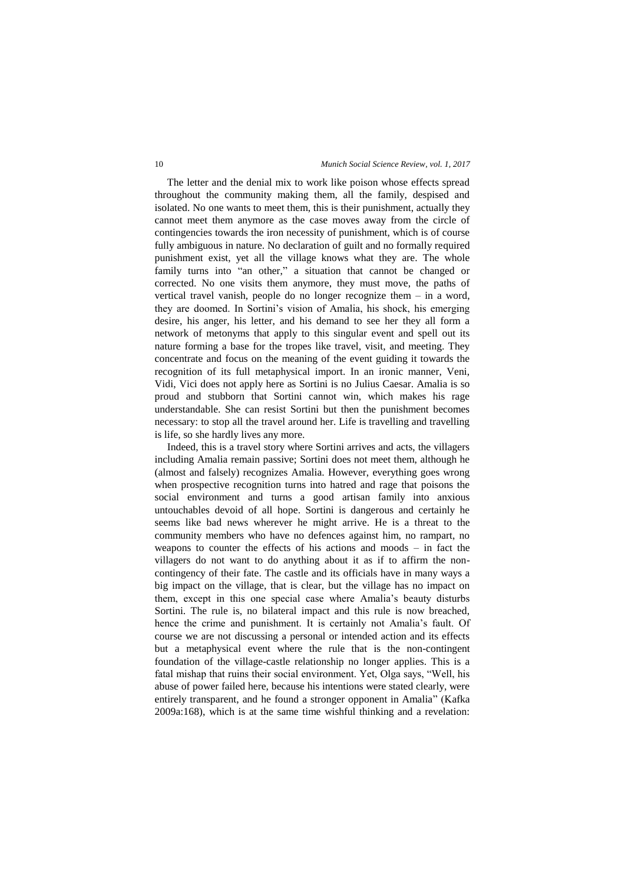The letter and the denial mix to work like poison whose effects spread throughout the community making them, all the family, despised and isolated. No one wants to meet them, this is their punishment, actually they cannot meet them anymore as the case moves away from the circle of contingencies towards the iron necessity of punishment, which is of course fully ambiguous in nature. No declaration of guilt and no formally required punishment exist, yet all the village knows what they are. The whole family turns into "an other," a situation that cannot be changed or corrected. No one visits them anymore, they must move, the paths of vertical travel vanish, people do no longer recognize them – in a word, they are doomed. In Sortini's vision of Amalia, his shock, his emerging desire, his anger, his letter, and his demand to see her they all form a network of metonyms that apply to this singular event and spell out its nature forming a base for the tropes like travel, visit, and meeting. They concentrate and focus on the meaning of the event guiding it towards the recognition of its full metaphysical import. In an ironic manner, Veni, Vidi, Vici does not apply here as Sortini is no Julius Caesar. Amalia is so proud and stubborn that Sortini cannot win, which makes his rage understandable. She can resist Sortini but then the punishment becomes necessary: to stop all the travel around her. Life is travelling and travelling is life, so she hardly lives any more.

Indeed, this is a travel story where Sortini arrives and acts, the villagers including Amalia remain passive; Sortini does not meet them, although he (almost and falsely) recognizes Amalia. However, everything goes wrong when prospective recognition turns into hatred and rage that poisons the social environment and turns a good artisan family into anxious untouchables devoid of all hope. Sortini is dangerous and certainly he seems like bad news wherever he might arrive. He is a threat to the community members who have no defences against him, no rampart, no weapons to counter the effects of his actions and moods – in fact the villagers do not want to do anything about it as if to affirm the non-contingency of their fate. The castle and its officials have in many ways a big impact on the village, that is clear, but the village has no impact on them, except in this one special case where Amalia's beauty disturbs Sortini. The rule is, no bilateral impact and this rule is now breached, hence the crime and punishment. It is certainly not Amalia's fault. Of course we are not discussing a personal or intended action and its effects but a metaphysical event where the rule that is the non-contingent foundation of the village-castle relationship no longer applies. This is a fatal mishap that ruins their social environment. Yet, Olga says, "Well, his abuse of power failed here, because his intentions were stated clearly, were entirely transparent, and he found a stronger opponent in Amalia" (Kafka 2009a:168), which is at the same time wishful thinking and a revelation: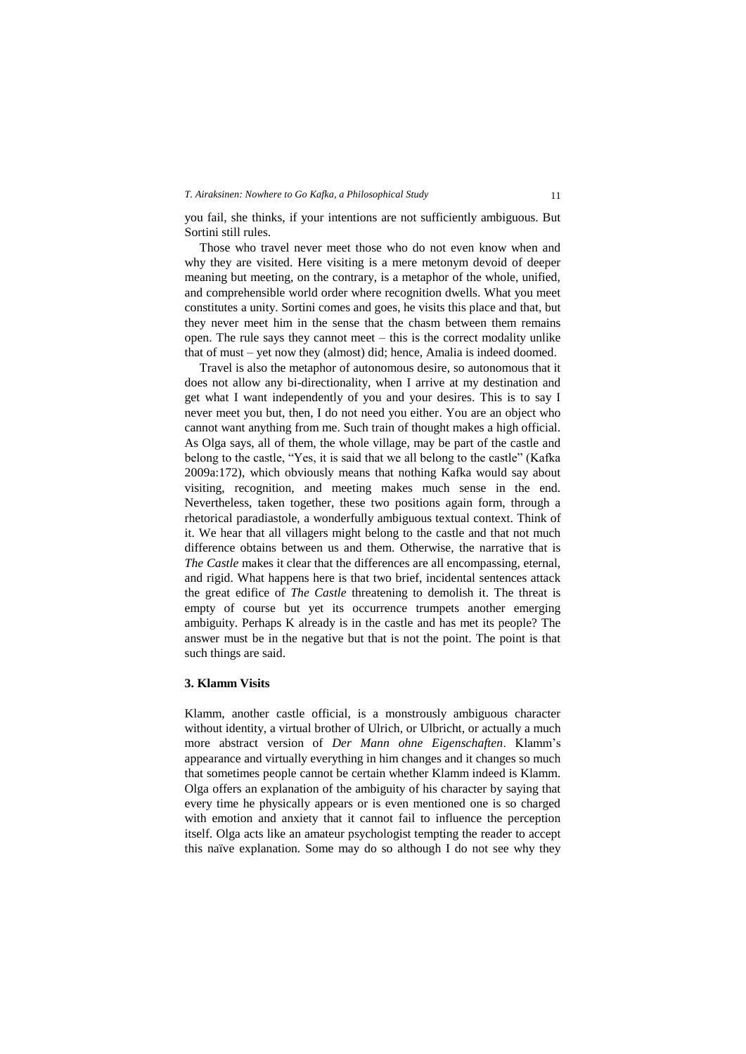you fail, she thinks, if your intentions are not sufficiently ambiguous. But Sortini still rules.

Those who travel never meet those who do not even know when and why they are visited. Here visiting is a mere metonym devoid of deeper meaning but meeting, on the contrary, is a metaphor of the whole, unified, and comprehensible world order where recognition dwells. What you meet constitutes a unity. Sortini comes and goes, he visits this place and that, but they never meet him in the sense that the chasm between them remains open. The rule says they cannot meet – this is the correct modality unlike that of must – yet now they (almost) did; hence, Amalia is indeed doomed.

Travel is also the metaphor of autonomous desire, so autonomous that it does not allow any bi-directionality, when I arrive at my destination and get what I want independently of you and your desires. This is to say I never meet you but, then, I do not need you either. You are an object who cannot want anything from me. Such train of thought makes a high official. As Olga says, all of them, the whole village, may be part of the castle and belong to the castle, "Yes, it is said that we all belong to the castle" (Kafka 2009a:172), which obviously means that nothing Kafka would say about visiting, recognition, and meeting makes much sense in the end. Nevertheless, taken together, these two positions again form, through a rhetorical paradiastole, a wonderfully ambiguous textual context. Think of it. We hear that all villagers might belong to the castle and that not much difference obtains between us and them. Otherwise, the narrative that is *The Castle* makes it clear that the differences are all encompassing, eternal, and rigid. What happens here is that two brief, incidental sentences attack the great edifice of *The Castle* threatening to demolish it. The threat is empty of course but yet its occurrence trumpets another emerging ambiguity. Perhaps K already is in the castle and has met its people? The answer must be in the negative but that is not the point. The point is that such things are said.

### 3. Klamm Visits

Klamm, another castle official, is a monstrously ambiguous character without identity, a virtual brother of Ulrich, or Ulbricht, or actually a much more abstract version of *Der Mann ohne Eigenschaften*. Klamm's appearance and virtually everything in him changes and it changes so much that sometimes people cannot be certain whether Klamm indeed is Klamm. Olga offers an explanation of the ambiguity of his character by saying that every time he physically appears or is even mentioned one is so charged with emotion and anxiety that it cannot fail to influence the perception itself. Olga acts like an amateur psychologist tempting the reader to accept this naïve explanation. Some may do so although I do not see why they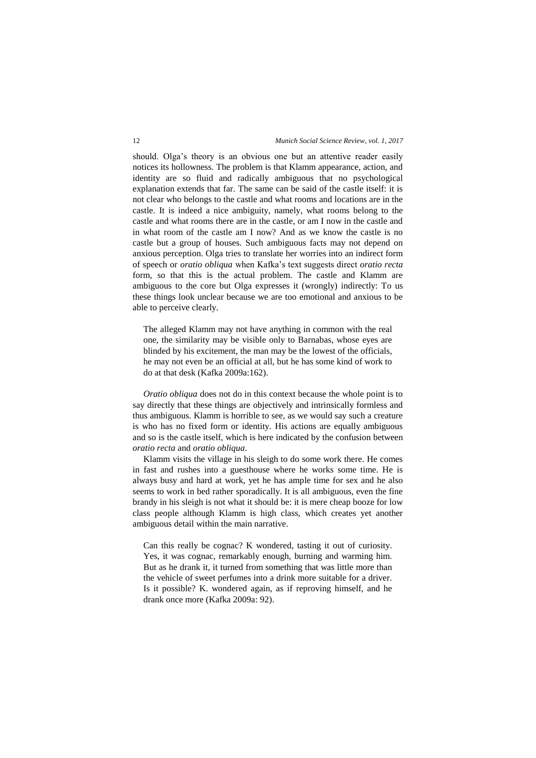should. Olga's theory is an obvious one but an attentive reader easily notices its hollowness. The problem is that Klamm appearance, action, and identity are so fluid and radically ambiguous that no psychological explanation extends that far. The same can be said of the castle itself: it is not clear who belongs to the castle and what rooms and locations are in the castle. It is indeed a nice ambiguity, namely, what rooms belong to the castle and what rooms there are in the castle, or am I now in the castle and in what room of the castle am I now? And as we know the castle is no castle but a group of houses. Such ambiguous facts may not depend on anxious perception. Olga tries to translate her worries into an indirect form of speech or *oratio obliqua* when Kafka's text suggests direct *oratio recta* form, so that this is the actual problem. The castle and Klamm are ambiguous to the core but Olga expresses it (wrongly) indirectly: To us these things look unclear because we are too emotional and anxious to be able to perceive clearly.

> The alleged Klamm may not have anything in common with the real one, the similarity may be visible only to Barnabas, whose eyes are blinded by his excitement, the man may be the lowest of the officials, he may not even be an official at all, but he has some kind of work to do at that desk (Kafka 2009a:162).

*Oratio obliqua* does not do in this context because the whole point is to say directly that these things are objectively and intrinsically formless and thus ambiguous. Klamm is horrible to see, as we would say such a creature is who has no fixed form or identity. His actions are equally ambiguous and so is the castle itself, which is here indicated by the confusion between *oratio recta* and *oratio obliqua*.

Klamm visits the village in his sleigh to do some work there. He comes in fast and rushes into a guesthouse where he works some time. He is always busy and hard at work, yet he has ample time for sex and he also seems to work in bed rather sporadically. It is all ambiguous, even the fine brandy in his sleigh is not what it should be: it is mere cheap booze for low class people although Klamm is high class, which creates yet another ambiguous detail within the main narrative.

> Can this really be cognac? K wondered, tasting it out of curiosity. Yes, it was cognac, remarkably enough, burning and warming him. But as he drank it, it turned from something that was little more than the vehicle of sweet perfumes into a drink more suitable for a driver. Is it possible? K. wondered again, as if reproving himself, and he drank once more (Kafka 2009a: 92).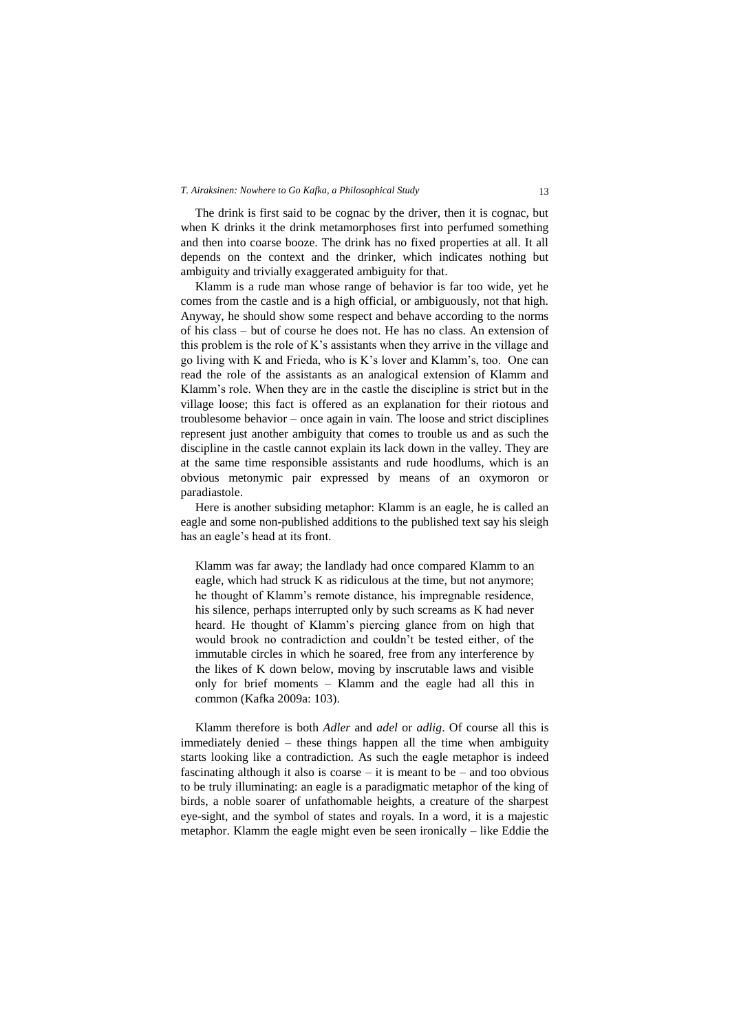The drink is first said to be cognac by the driver, then it is cognac, but when K drinks it the drink metamorphoses first into perfumed something and then into coarse booze. The drink has no fixed properties at all. It all depends on the context and the drinker, which indicates nothing but ambiguity and trivially exaggerated ambiguity for that.

Klamm is a rude man whose range of behavior is far too wide, yet he comes from the castle and is a high official, or ambiguously, not that high. Anyway, he should show some respect and behave according to the norms of his class – but of course he does not. He has no class. An extension of this problem is the role of K's assistants when they arrive in the village and go living with K and Frieda, who is K's lover and Klamm's, too. One can read the role of the assistants as an analogical extension of Klamm and Klamm's role. When they are in the castle the discipline is strict but in the village loose; this fact is offered as an explanation for their riotous and troublesome behavior – once again in vain. The loose and strict disciplines represent just another ambiguity that comes to trouble us and as such the discipline in the castle cannot explain its lack down in the valley. They are at the same time responsible assistants and rude hoodlums, which is an obvious metonymic pair expressed by means of an oxymoron or paradiastole.

Here is another subsiding metaphor: Klamm is an eagle, he is called an eagle and some non-published additions to the published text say his sleigh has an eagle's head at its front.

> Klamm was far away; the landlady had once compared Klamm to an eagle, which had struck K as ridiculous at the time, but not anymore; he thought of Klamm's remote distance, his impregnable residence, his silence, perhaps interrupted only by such screams as K had never heard. He thought of Klamm's piercing glance from on high that would brook no contradiction and couldn't be tested either, of the immutable circles in which he soared, free from any interference by the likes of K down below, moving by inscrutable laws and visible only for brief moments – Klamm and the eagle had all this in common (Kafka 2009a: 103).

Klamm therefore is both *Adler* and *adel* or *adlig*. Of course all this is immediately denied – these things happen all the time when ambiguity starts looking like a contradiction. As such the eagle metaphor is indeed fascinating although it also is coarse – it is meant to be – and too obvious to be truly illuminating: an eagle is a paradigmatic metaphor of the king of birds, a noble soarer of unfathomable heights, a creature of the sharpest eye-sight, and the symbol of states and royals. In a word, it is a majestic metaphor. Klamm the eagle might even be seen ironically – like Eddie the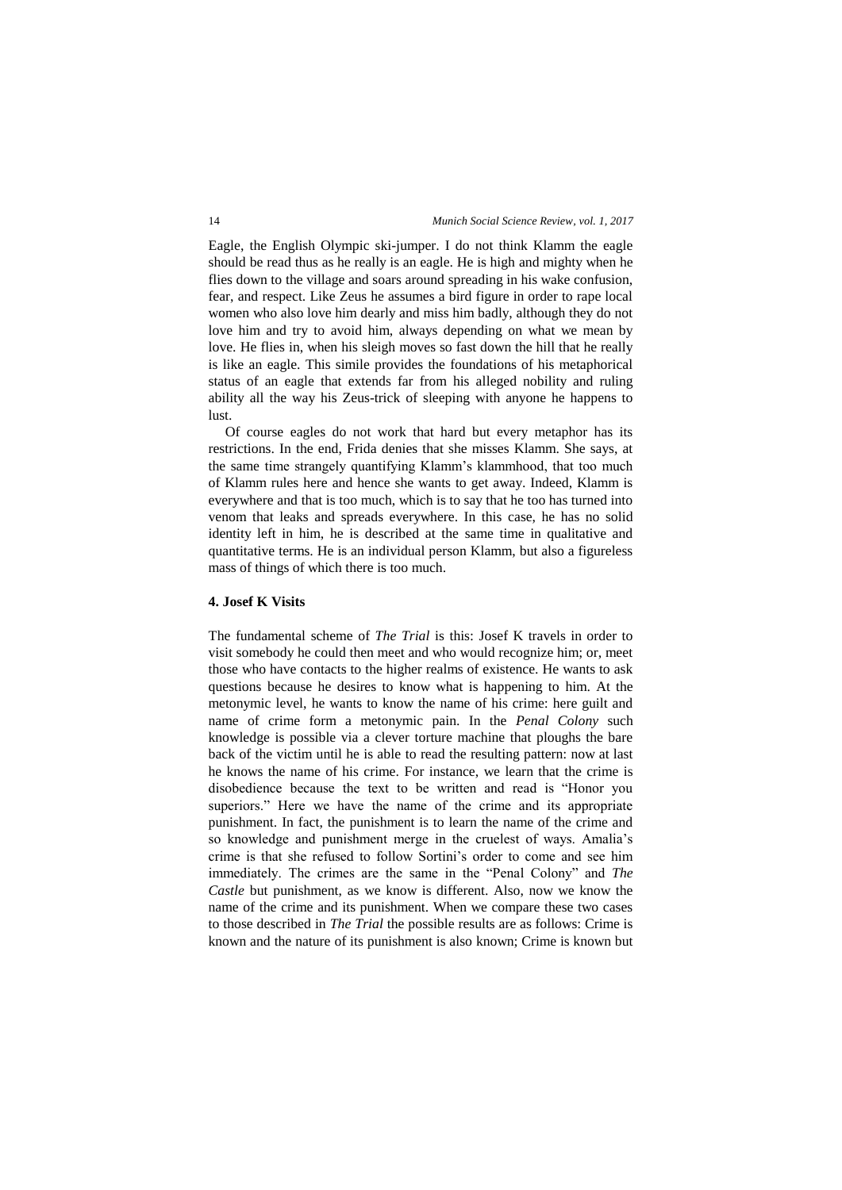Eagle, the English Olympic ski-jumper. I do not think Klamm the eagle should be read thus as he really is an eagle. He is high and mighty when he flies down to the village and soars around spreading in his wake confusion, fear, and respect. Like Zeus he assumes a bird figure in order to rape local women who also love him dearly and miss him badly, although they do not love him and try to avoid him, always depending on what we mean by love. He flies in, when his sleigh moves so fast down the hill that he really is like an eagle. This simile provides the foundations of his metaphorical status of an eagle that extends far from his alleged nobility and ruling ability all the way his Zeus-trick of sleeping with anyone he happens to lust.

Of course eagles do not work that hard but every metaphor has its restrictions. In the end, Frida denies that she misses Klamm. She says, at the same time strangely quantifying Klamm's klammhood, that too much of Klamm rules here and hence she wants to get away. Indeed, Klamm is everywhere and that is too much, which is to say that he too has turned into venom that leaks and spreads everywhere. In this case, he has no solid identity left in him, he is described at the same time in qualitative and quantitative terms. He is an individual person Klamm, but also a figureless mass of things of which there is too much.

### 4. Josef K Visits

The fundamental scheme of *The Trial* is this: Josef K travels in order to visit somebody he could then meet and who would recognize him; or, meet those who have contacts to the higher realms of existence. He wants to ask questions because he desires to know what is happening to him. At the metonymic level, he wants to know the name of his crime: here guilt and name of crime form a metonymic pain. In the *Penal Colony* such knowledge is possible via a clever torture machine that ploughs the bare back of the victim until he is able to read the resulting pattern: now at last he knows the name of his crime. For instance, we learn that the crime is disobedience because the text to be written and read is "Honor you superiors." Here we have the name of the crime and its appropriate punishment. In fact, the punishment is to learn the name of the crime and so knowledge and punishment merge in the cruelest of ways. Amalia's crime is that she refused to follow Sortini's order to come and see him immediately. The crimes are the same in the "Penal Colony" and *The Castle* but punishment, as we know is different. Also, now we know the name of the crime and its punishment. When we compare these two cases to those described in *The Trial* the possible results are as follows: Crime is known and the nature of its punishment is also known; Crime is known but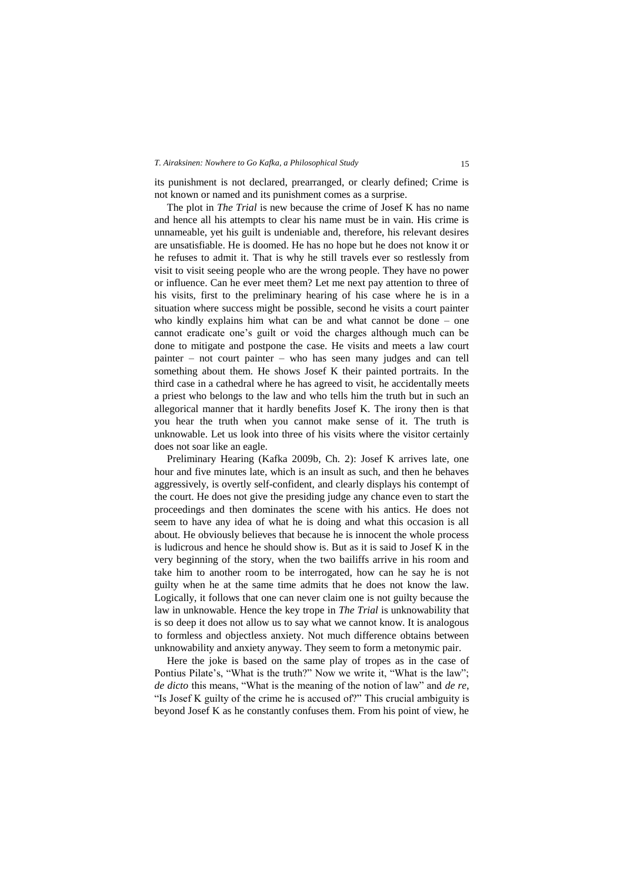its punishment is not declared, prearranged, or clearly defined; Crime is not known or named and its punishment comes as a surprise.

The plot in *The Trial* is new because the crime of Josef K has no name and hence all his attempts to clear his name must be in vain. His crime is unnameable, yet his guilt is undeniable and, therefore, his relevant desires are unsatisfiable. He is doomed. He has no hope but he does not know it or he refuses to admit it. That is why he still travels ever so restlessly from visit to visit seeing people who are the wrong people. They have no power or influence. Can he ever meet them? Let me next pay attention to three of his visits, first to the preliminary hearing of his case where he is in a situation where success might be possible, second he visits a court painter who kindly explains him what can be and what cannot be done – one cannot eradicate one's guilt or void the charges although much can be done to mitigate and postpone the case. He visits and meets a law court painter – not court painter – who has seen many judges and can tell something about them. He shows Josef K their painted portraits. In the third case in a cathedral where he has agreed to visit, he accidentally meets a priest who belongs to the law and who tells him the truth but in such an allegorical manner that it hardly benefits Josef K. The irony then is that you hear the truth when you cannot make sense of it. The truth is unknowable. Let us look into three of his visits where the visitor certainly does not soar like an eagle.

Preliminary Hearing (Kafka 2009b, Ch. 2): Josef K arrives late, one hour and five minutes late, which is an insult as such, and then he behaves aggressively, is overtly self-confident, and clearly displays his contempt of the court. He does not give the presiding judge any chance even to start the proceedings and then dominates the scene with his antics. He does not seem to have any idea of what he is doing and what this occasion is all about. He obviously believes that because he is innocent the whole process is ludicrous and hence he should show is. But as it is said to Josef K in the very beginning of the story, when the two bailiffs arrive in his room and take him to another room to be interrogated, how can he say he is not guilty when he at the same time admits that he does not know the law. Logically, it follows that one can never claim one is not guilty because the law in unknowable. Hence the key trope in *The Trial* is unknowability that is so deep it does not allow us to say what we cannot know. It is analogous to formless and objectless anxiety. Not much difference obtains between unknowability and anxiety anyway. They seem to form a metonymic pair.

Here the joke is based on the same play of tropes as in the case of Pontius Pilate's, "What is the truth?" Now we write it, "What is the law"; *de dicto* this means, "What is the meaning of the notion of law" and *de re*, "Is Josef K guilty of the crime he is accused of?" This crucial ambiguity is beyond Josef K as he constantly confuses them. From his point of view, he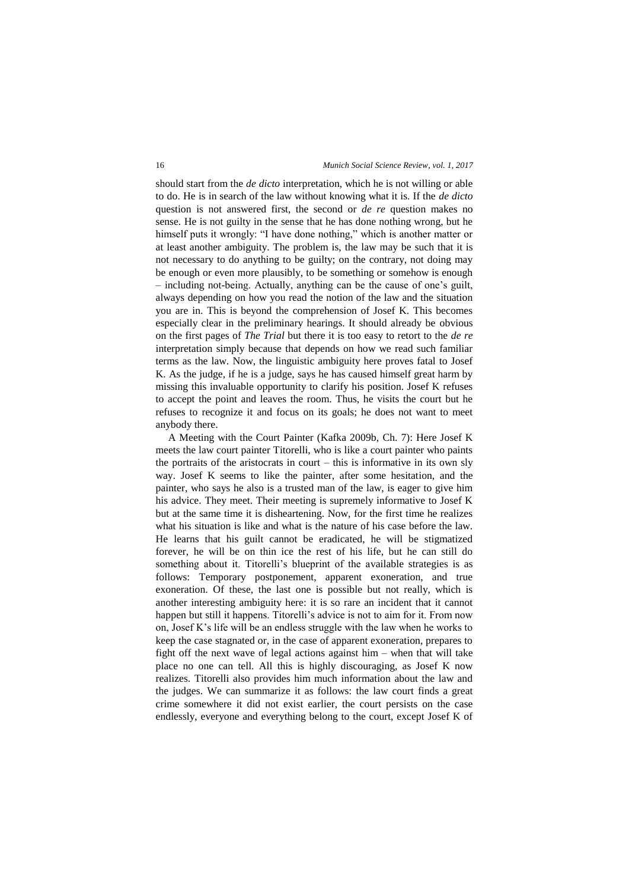should start from the *de dicto* interpretation, which he is not willing or able to do. He is in search of the law without knowing what it is. If the *de dicto* question is not answered first, the second or *de re* question makes no sense. He is not guilty in the sense that he has done nothing wrong, but he himself puts it wrongly: "I have done nothing," which is another matter or at least another ambiguity. The problem is, the law may be such that it is not necessary to do anything to be guilty; on the contrary, not doing may be enough or even more plausibly, to be something or somehow is enough – including not-being. Actually, anything can be the cause of one's guilt, always depending on how you read the notion of the law and the situation you are in. This is beyond the comprehension of Josef K. This becomes especially clear in the preliminary hearings. It should already be obvious on the first pages of *The Trial* but there it is too easy to retort to the *de re* interpretation simply because that depends on how we read such familiar terms as the law. Now, the linguistic ambiguity here proves fatal to Josef K. As the judge, if he is a judge, says he has caused himself great harm by missing this invaluable opportunity to clarify his position. Josef K refuses to accept the point and leaves the room. Thus, he visits the court but he refuses to recognize it and focus on its goals; he does not want to meet anybody there.

A Meeting with the Court Painter (Kafka 2009b, Ch. 7): Here Josef K meets the law court painter Titorelli, who is like a court painter who paints the portraits of the aristocrats in court – this is informative in its own sly way. Josef K seems to like the painter, after some hesitation, and the painter, who says he also is a trusted man of the law, is eager to give him his advice. They meet. Their meeting is supremely informative to Josef K but at the same time it is disheartening. Now, for the first time he realizes what his situation is like and what is the nature of his case before the law. He learns that his guilt cannot be eradicated, he will be stigmatized forever, he will be on thin ice the rest of his life, but he can still do something about it. Titorelli's blueprint of the available strategies is as follows: Temporary postponement, apparent exoneration, and true exoneration. Of these, the last one is possible but not really, which is another interesting ambiguity here: it is so rare an incident that it cannot happen but still it happens. Titorelli's advice is not to aim for it. From now on, Josef K's life will be an endless struggle with the law when he works to keep the case stagnated or, in the case of apparent exoneration, prepares to fight off the next wave of legal actions against him – when that will take place no one can tell. All this is highly discouraging, as Josef K now realizes. Titorelli also provides him much information about the law and the judges. We can summarize it as follows: the law court finds a great crime somewhere it did not exist earlier, the court persists on the case endlessly, everyone and everything belong to the court, except Josef K of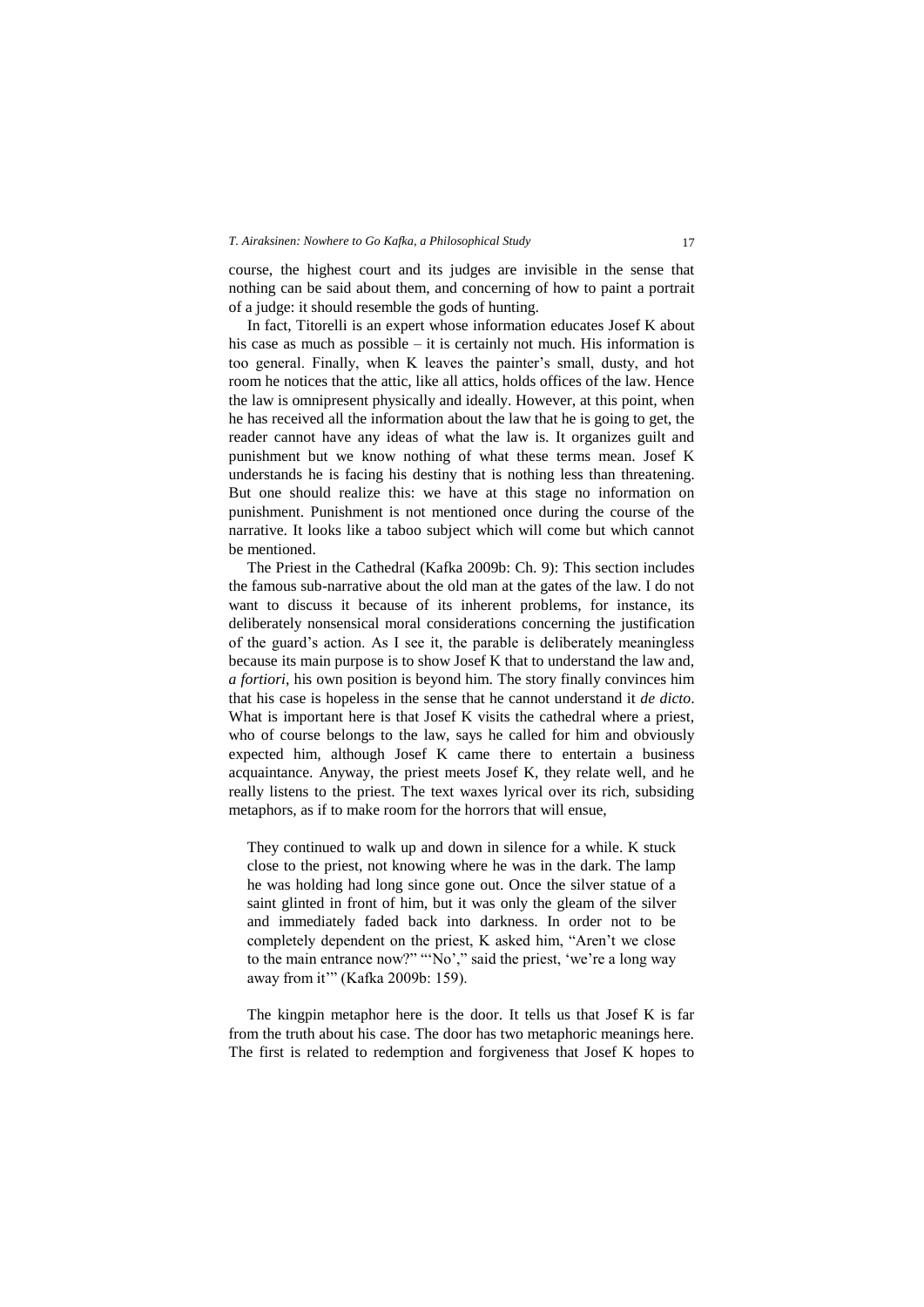course, the highest court and its judges are invisible in the sense that nothing can be said about them, and concerning of how to paint a portrait of a judge: it should resemble the gods of hunting.

In fact, Titorelli is an expert whose information educates Josef K about his case as much as possible – it is certainly not much. His information is too general. Finally, when K leaves the painter's small, dusty, and hot room he notices that the attic, like all attics, holds offices of the law. Hence the law is omnipresent physically and ideally. However, at this point, when he has received all the information about the law that he is going to get, the reader cannot have any ideas of what the law is. It organizes guilt and punishment but we know nothing of what these terms mean. Josef K understands he is facing his destiny that is nothing less than threatening. But one should realize this: we have at this stage no information on punishment. Punishment is not mentioned once during the course of the narrative. It looks like a taboo subject which will come but which cannot be mentioned.

The Priest in the Cathedral (Kafka 2009b: Ch. 9): This section includes the famous sub-narrative about the old man at the gates of the law. I do not want to discuss it because of its inherent problems, for instance, its deliberately nonsensical moral considerations concerning the justification of the guard's action. As I see it, the parable is deliberately meaningless because its main purpose is to show Josef K that to understand the law and, *a fortiori*, his own position is beyond him. The story finally convinces him that his case is hopeless in the sense that he cannot understand it *de dicto*. What is important here is that Josef K visits the cathedral where a priest, who of course belongs to the law, says he called for him and obviously expected him, although Josef K came there to entertain a business acquaintance. Anyway, the priest meets Josef K, they relate well, and he really listens to the priest. The text waxes lyrical over its rich, subsiding metaphors, as if to make room for the horrors that will ensue,

> They continued to walk up and down in silence for a while. K stuck close to the priest, not knowing where he was in the dark. The lamp he was holding had long since gone out. Once the silver statue of a saint glinted in front of him, but it was only the gleam of the silver and immediately faded back into darkness. In order not to be completely dependent on the priest, K asked him, "Aren't we close to the main entrance now?" "'No'," said the priest, 'we're a long way away from it'" (Kafka 2009b: 159).

The kingpin metaphor here is the door. It tells us that Josef K is far from the truth about his case. The door has two metaphoric meanings here. The first is related to redemption and forgiveness that Josef K hopes to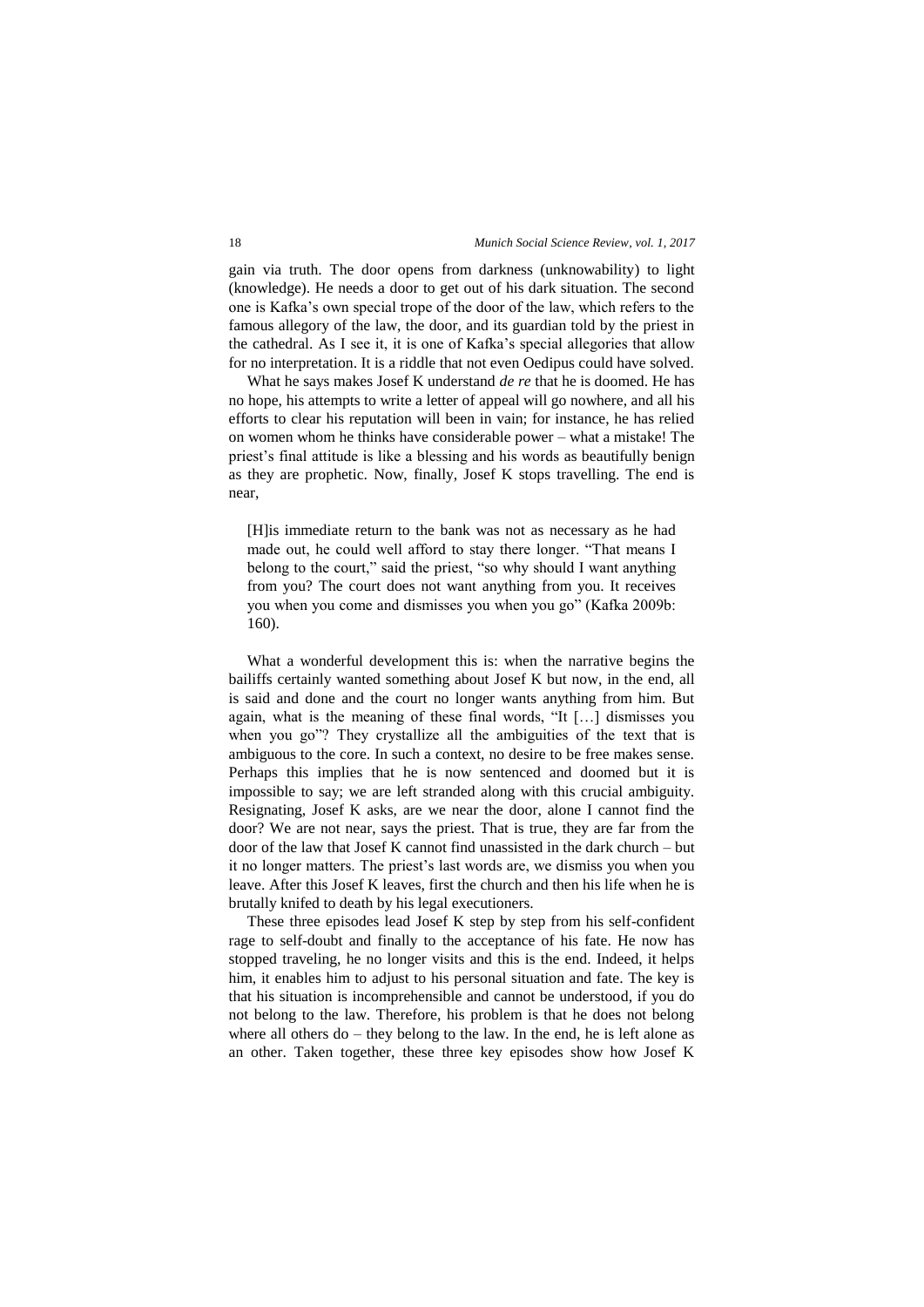gain via truth. The door opens from darkness (unknowability) to light (knowledge). He needs a door to get out of his dark situation. The second one is Kafka's own special trope of the door of the law, which refers to the famous allegory of the law, the door, and its guardian told by the priest in the cathedral. As I see it, it is one of Kafka's special allegories that allow for no interpretation. It is a riddle that not even Oedipus could have solved.

What he says makes Josef K understand *de re* that he is doomed. He has no hope, his attempts to write a letter of appeal will go nowhere, and all his efforts to clear his reputation will been in vain; for instance, he has relied on women whom he thinks have considerable power – what a mistake! The priest's final attitude is like a blessing and his words as beautifully benign as they are prophetic. Now, finally, Josef K stops travelling. The end is near,

> [H]is immediate return to the bank was not as necessary as he had made out, he could well afford to stay there longer. "That means I belong to the court," said the priest, "so why should I want anything from you? The court does not want anything from you. It receives you when you come and dismisses you when you go" (Kafka 2009b: 160).

What a wonderful development this is: when the narrative begins the bailiffs certainly wanted something about Josef K but now, in the end, all is said and done and the court no longer wants anything from him. But again, what is the meaning of these final words, "It […] dismisses you when you go"? They crystallize all the ambiguities of the text that is ambiguous to the core. In such a context, no desire to be free makes sense. Perhaps this implies that he is now sentenced and doomed but it is impossible to say; we are left stranded along with this crucial ambiguity. Resignating, Josef K asks, are we near the door, alone I cannot find the door? We are not near, says the priest. That is true, they are far from the door of the law that Josef K cannot find unassisted in the dark church – but it no longer matters. The priest's last words are, we dismiss you when you leave. After this Josef K leaves, first the church and then his life when he is brutally knifed to death by his legal executioners.

These three episodes lead Josef K step by step from his self-confident rage to self-doubt and finally to the acceptance of his fate. He now has stopped traveling, he no longer visits and this is the end. Indeed, it helps him, it enables him to adjust to his personal situation and fate. The key is that his situation is incomprehensible and cannot be understood, if you do not belong to the law. Therefore, his problem is that he does not belong where all others do – they belong to the law. In the end, he is left alone as an other. Taken together, these three key episodes show how Josef K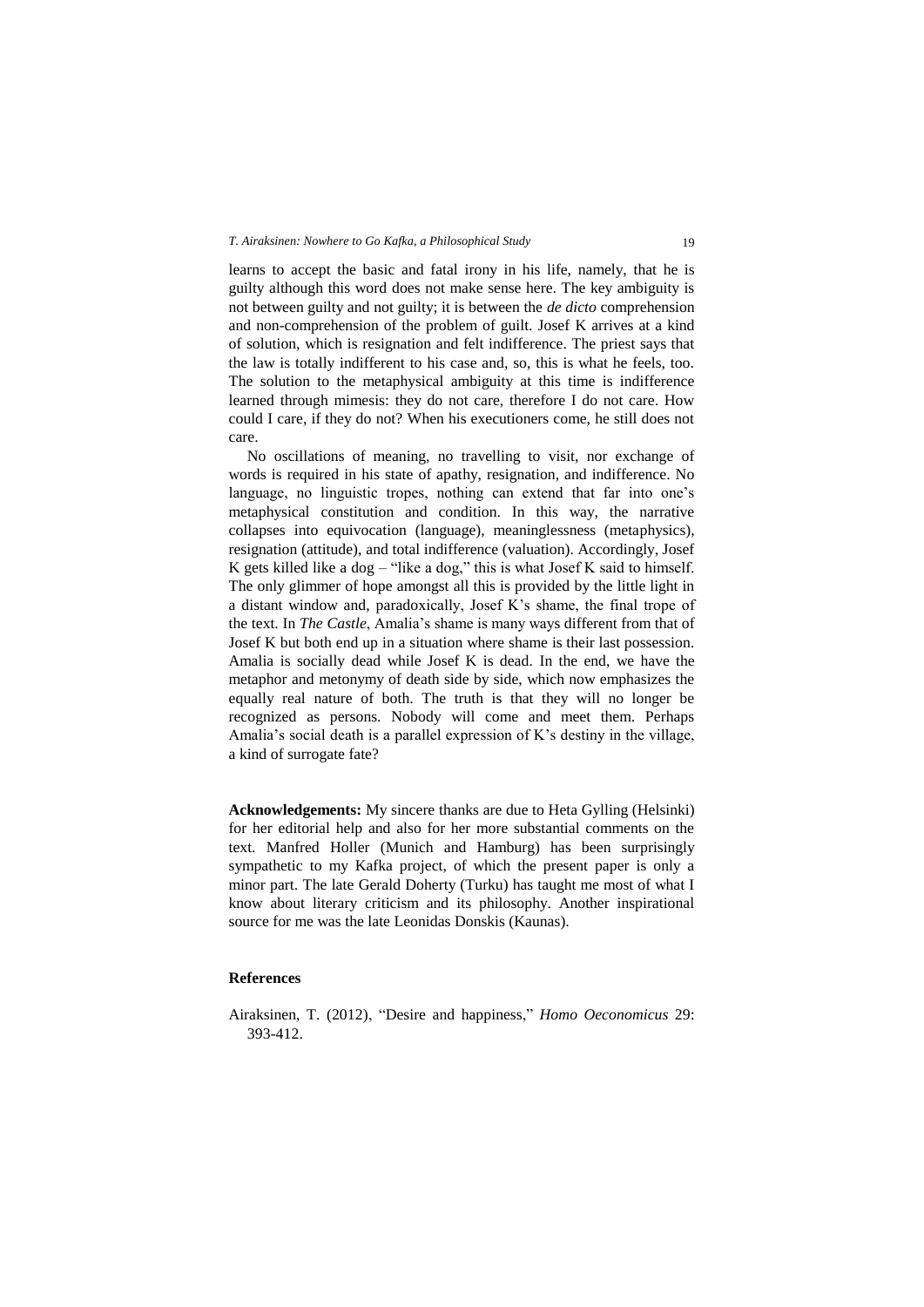learns to accept the basic and fatal irony in his life, namely, that he is guilty although this word does not make sense here. The key ambiguity is not between guilty and not guilty; it is between the *de dicto* comprehension and non-comprehension of the problem of guilt. Josef K arrives at a kind of solution, which is resignation and felt indifference. The priest says that the law is totally indifferent to his case and, so, this is what he feels, too. The solution to the metaphysical ambiguity at this time is indifference learned through mimesis: they do not care, therefore I do not care. How could I care, if they do not? When his executioners come, he still does not care.

No oscillations of meaning, no travelling to visit, nor exchange of words is required in his state of apathy, resignation, and indifference. No language, no linguistic tropes, nothing can extend that far into one's metaphysical constitution and condition. In this way, the narrative collapses into equivocation (language), meaninglessness (metaphysics), resignation (attitude), and total indifference (valuation). Accordingly, Josef K gets killed like a dog – "like a dog," this is what Josef K said to himself. The only glimmer of hope amongst all this is provided by the little light in a distant window and, paradoxically, Josef K's shame, the final trope of the text. In *The Castle*, Amalia's shame is many ways different from that of Josef K but both end up in a situation where shame is their last possession. Amalia is socially dead while Josef K is dead. In the end, we have the metaphor and metonymy of death side by side, which now emphasizes the equally real nature of both. The truth is that they will no longer be recognized as persons. Nobody will come and meet them. Perhaps Amalia's social death is a parallel expression of K's destiny in the village, a kind of surrogate fate?

**Acknowledgements:** My sincere thanks are due to Heta Gylling (Helsinki) for her editorial help and also for her more substantial comments on the text. Manfred Holler (Munich and Hamburg) has been surprisingly sympathetic to my Kafka project, of which the present paper is only a minor part. The late Gerald Doherty (Turku) has taught me most of what I know about literary criticism and its philosophy. Another inspirational source for me was the late Leonidas Donskis (Kaunas).

## References

Airaksinen, T. (2012), "Desire and happiness," *Homo Oeconomicus* 29: 393-412.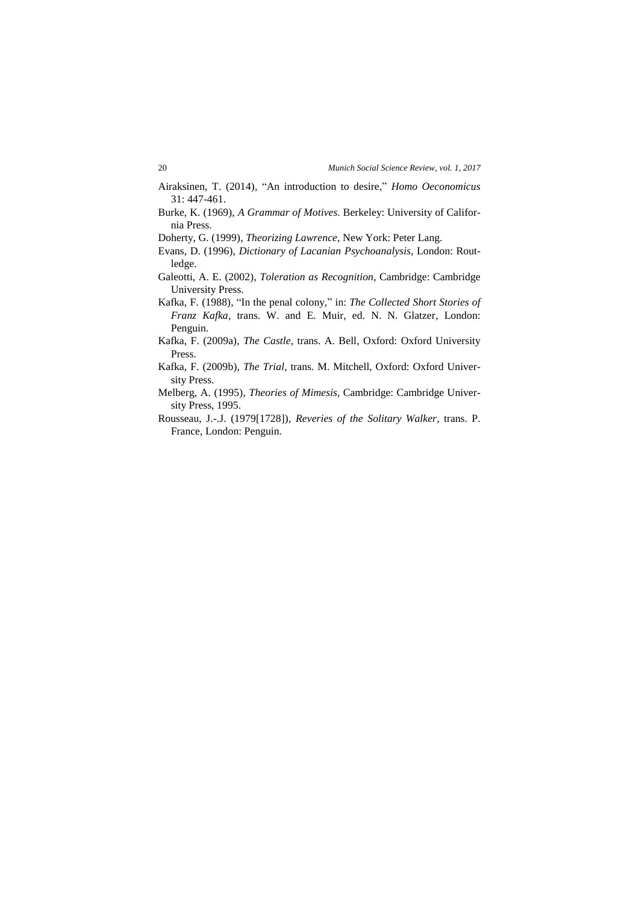Airaksinen, T. (2014), "An introduction to desire," *Homo Oeconomicus* 31: 447-461.

Burke, K. (1969), *A Grammar of Motives*. Berkeley: University of California Press.

Doherty, G. (1999), *Theorizing Lawrence*, New York: Peter Lang.

Evans, D. (1996), *Dictionary of Lacanian Psychoanalysis*, London: Routledge.

Galeotti, A. E. (2002), *Toleration as Recognition*, Cambridge: Cambridge University Press.

Kafka, F. (1988), "In the penal colony," in: *The Collected Short Stories of Franz Kafka*, trans. W. and E. Muir, ed. N. N. Glatzer, London: Penguin.

Kafka, F. (2009a), *The Castle*, trans. A. Bell, Oxford: Oxford University Press.

Kafka, F. (2009b), *The Trial*, trans. M. Mitchell, Oxford: Oxford University Press.

Melberg, A. (1995), *Theories of Mimesis*, Cambridge: Cambridge University Press, 1995.

Rousseau, J.-J. (1979[1728]), *Reveries of the Solitary Walker*, trans. P. France, London: Penguin.